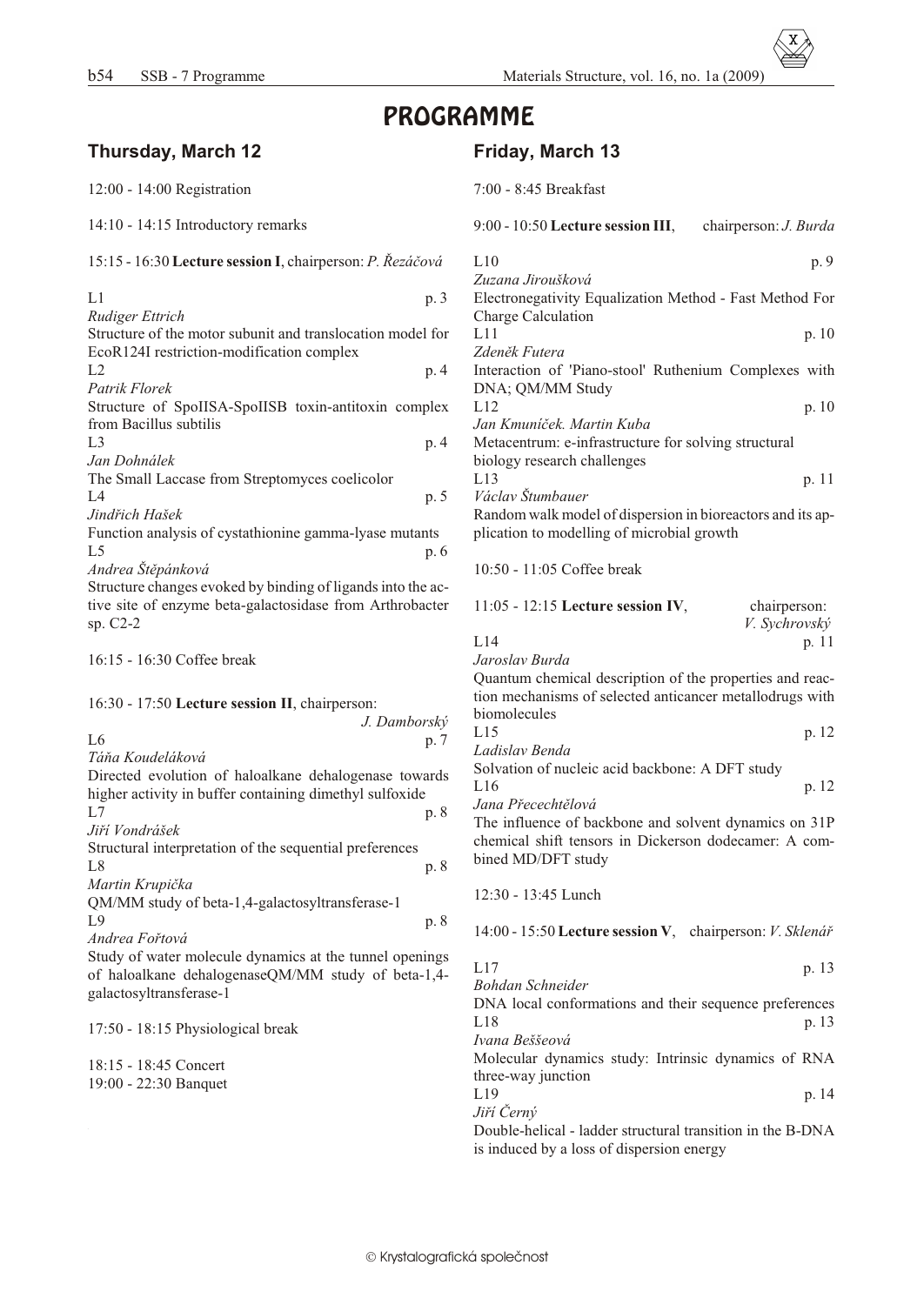# PROGRAMME

## Thursday, March 12

12:00 - 14:00 Registration

14:10 - 14:15 Introductory remarks

15:15 - 16:30 **Lecture session I**, chairperson: *P. Řezáčová*

L1 p. 3
*Rudiger Ettrich*
Structure of the motor subunit and translocation model for EcoR124I restriction-modification complex

L2 p. 4
*Patrik Florek*
Structure of SpoIISA-SpoIISB toxin-antitoxin complex from Bacillus subtilis

L3 p. 4
*Jan Dohnálek*
The Small Laccase from Streptomyces coelicolor

L4 p. 5
*Jindřich Hašek*
Function analysis of cystathionine gamma-lyase mutants

L5 p. 6
*Andrea Štěpánková*
Structure changes evoked by binding of ligands into the active site of enzyme beta-galactosidase from Arthrobacter sp. C2-2

16:15 - 16:30 Coffee break

16:30 - 17:50 **Lecture session II**, chairperson: *J. Damborský*

L6 p. 7
*Táňa Koudeláková*
Directed evolution of haloalkane dehalogenase towards higher activity in buffer containing dimethyl sulfoxide

L7 p. 8
*Jiří Vondrášek*
Structural interpretation of the sequential preferences

L8 p. 8
*Martin Krupička*
QM/MM study of beta-1,4-galactosyltransferase-1

L9 p. 8
*Andrea Fořtová*
Study of water molecule dynamics at the tunnel openings of haloalkane dehalogenaseQM/MM study of beta-1,4-galactosyltransferase-1

17:50 - 18:15 Physiological break

18:15 - 18:45 Concert

19:00 - 22:30 Banquet

## Friday, March 13

7:00 - 8:45 Breakfast

9:00 - 10:50 **Lecture session III**, chairperson: *J. Burda*

L10 p. 9
*Zuzana Jiroušková*
Electronegativity Equalization Method - Fast Method For Charge Calculation

L11 p. 10
*Zdeněk Futera*
Interaction of 'Piano-stool' Ruthenium Complexes with DNA; QM/MM Study

L12 p. 10
*Jan Kmuníček. Martin Kuba*
Metacentrum: e-infrastructure for solving structural biology research challenges

L13 p. 11
*Václav Štumbauer*
Random walk model of dispersion in bioreactors and its application to modelling of microbial growth

10:50 - 11:05 Coffee break

11:05 - 12:15 **Lecture session IV**, chairperson: *V. Sychrovský*

L14 p. 11
*Jaroslav Burda*
Quantum chemical description of the properties and reaction mechanisms of selected anticancer metallodrugs with biomolecules

L15 p. 12
*Ladislav Benda*
Solvation of nucleic acid backbone: A DFT study

L16 p. 12
*Jana Přecechtělová*
The influence of backbone and solvent dynamics on 31P chemical shift tensors in Dickerson dodecamer: A combined MD/DFT study

12:30 - 13:45 Lunch

14:00 - 15:50 **Lecture session V**, chairperson: *V. Sklenář*

L17 p. 13
*Bohdan Schneider*
DNA local conformations and their sequence preferences

L18 p. 13
*Ivana Beššeová*
Molecular dynamics study: Intrinsic dynamics of RNA three-way junction

L19 p. 14
*Jiří Černý*
Double-helical - ladder structural transition in the B-DNA is induced by a loss of dispersion energy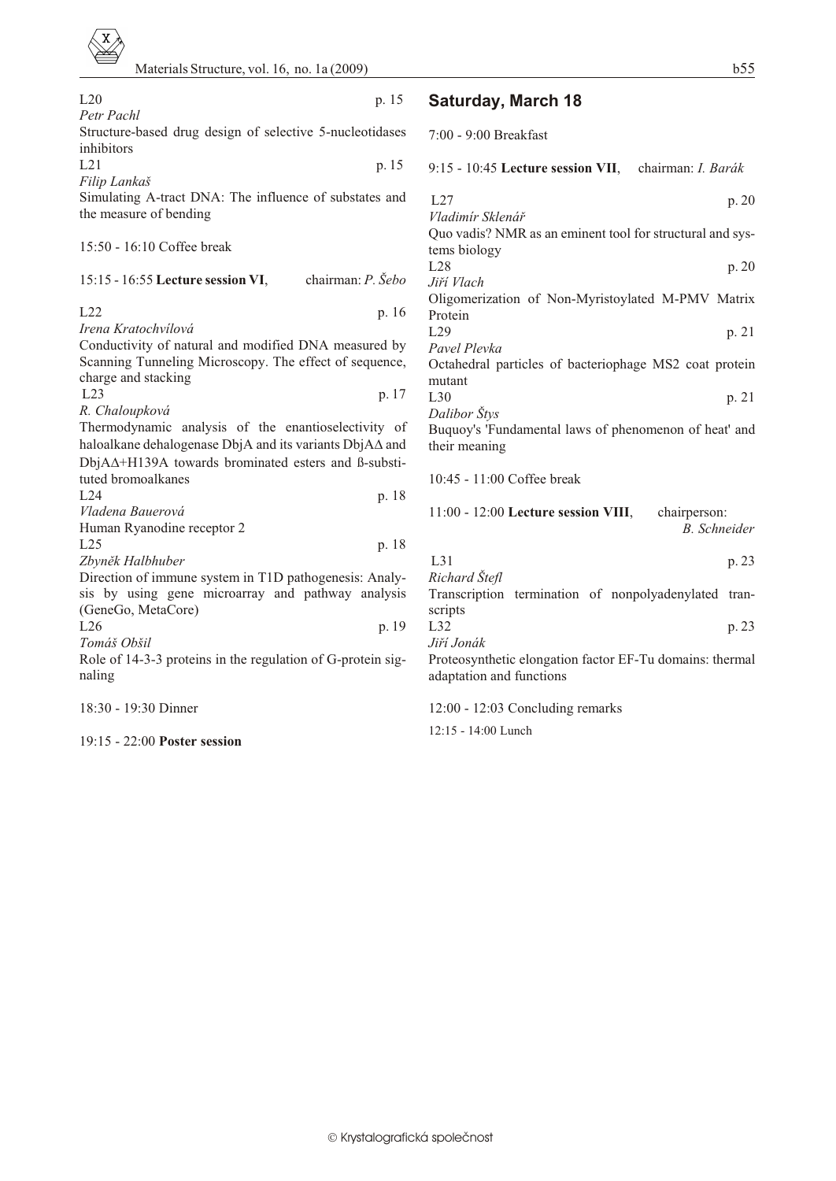L20 p. 15
*Petr Pachl*
Structure-based drug design of selective 5-nucleotidases inhibitors

L21 p. 15
*Filip Lankaš*
Simulating A-tract DNA: The influence of substates and the measure of bending

15:50 - 16:10 Coffee break

15:15 - 16:55 **Lecture session VI**, chairman: *P. Šebo*

L22 p. 16
*Irena Kratochvílová*
Conductivity of natural and modified DNA measured by Scanning Tunneling Microscopy. The effect of sequence, charge and stacking

L23 p. 17
*R. Chaloupková*
Thermodynamic analysis of the enantioselectivity of haloalkane dehalogenase DbjA and its variants DbjAΔ and DbjAΔ+H139A towards brominated esters and ß-substituted bromoalkanes

L24 p. 18
*Vladena Bauerová*
Human Ryanodine receptor 2

L25 p. 18
*Zbyněk Halbhuber*
Direction of immune system in T1D pathogenesis: Analysis by using gene microarray and pathway analysis (GeneGo, MetaCore)

L26 p. 19
*Tomáš Obšil*
Role of 14-3-3 proteins in the regulation of G-protein signaling

18:30 - 19:30 Dinner

19:15 - 22:00 **Poster session**

## Saturday, March 18

7:00 - 9:00 Breakfast

9:15 - 10:45 **Lecture session VII**, chairman: *I. Barák*

L27 p. 20
*Vladimír Sklenář*
Quo vadis? NMR as an eminent tool for structural and systems biology

L28 p. 20
*Jiří Vlach*
Oligomerization of Non-Myristoylated M-PMV Matrix Protein

L29 p. 21
*Pavel Plevka*
Octahedral particles of bacteriophage MS2 coat protein mutant

L30 p. 21
*Dalibor Štys*
Buquoy's 'Fundamental laws of phenomenon of heat' and their meaning

10:45 - 11:00 Coffee break

11:00 - 12:00 **Lecture session VIII**, chairperson: *B. Schneider*

L31 p. 23
*Richard Štefl*
Transcription termination of nonpolyadenylated transcripts

L32 p. 23
*Jiří Jonák*
Proteosynthetic elongation factor EF-Tu domains: thermal adaptation and functions

12:00 - 12:03 Concluding remarks

12:15 - 14:00 Lunch